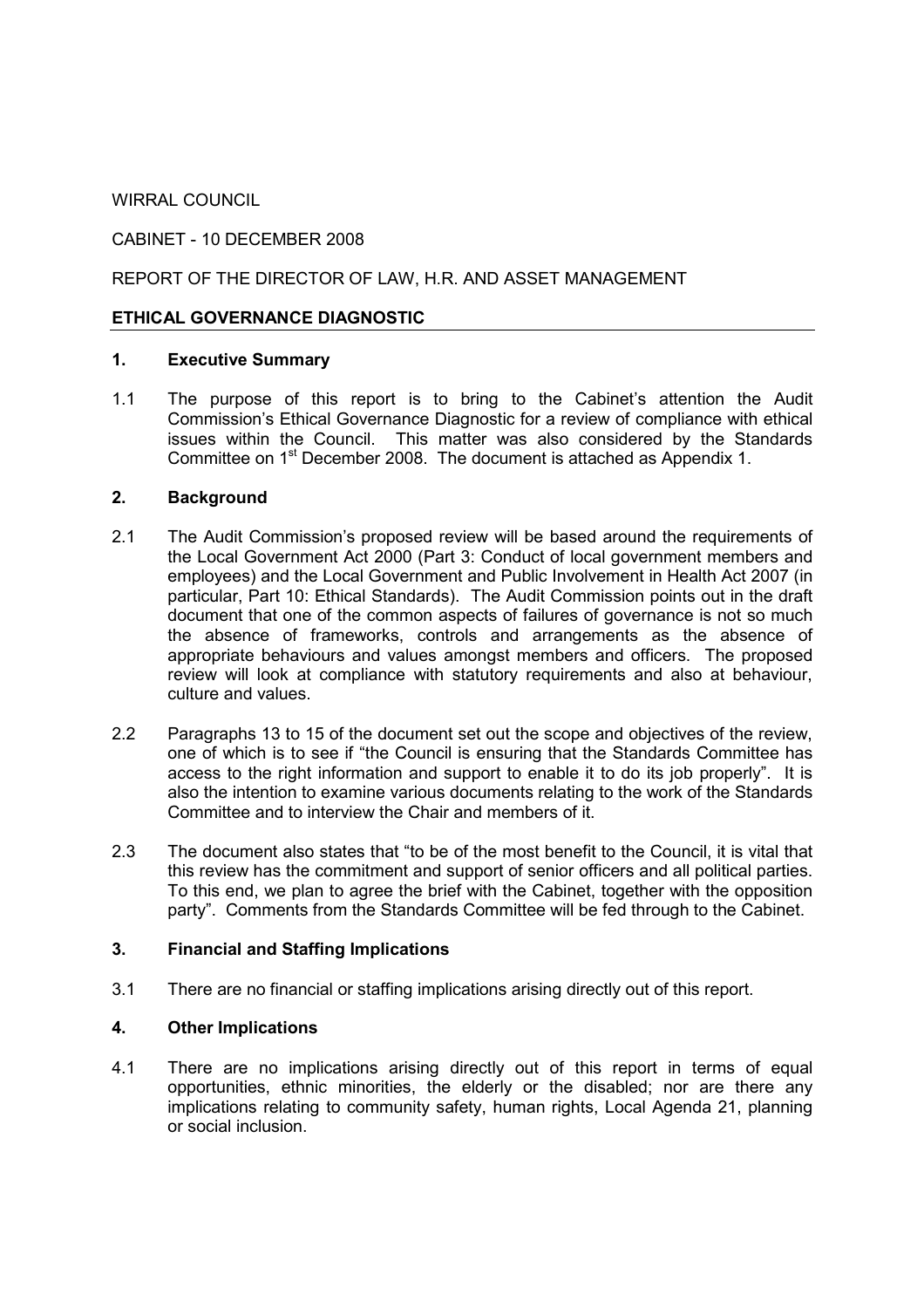WIRRAL COUNCIL

CABINET - 10 DECEMBER 2008

REPORT OF THE DIRECTOR OF LAW, H.R. AND ASSET MANAGEMENT

**ETHICAL GOVERNANCE DIAGNOSTIC**

## 1. Executive Summary

1.1 The purpose of this report is to bring to the Cabinet's attention the Audit Commission's Ethical Governance Diagnostic for a review of compliance with ethical issues within the Council. This matter was also considered by the Standards Committee on 1st December 2008. The document is attached as Appendix 1.

## 2. Background

2.1 The Audit Commission's proposed review will be based around the requirements of the Local Government Act 2000 (Part 3: Conduct of local government members and employees) and the Local Government and Public Involvement in Health Act 2007 (in particular, Part 10: Ethical Standards). The Audit Commission points out in the draft document that one of the common aspects of failures of governance is not so much the absence of frameworks, controls and arrangements as the absence of appropriate behaviours and values amongst members and officers. The proposed review will look at compliance with statutory requirements and also at behaviour, culture and values.

2.2 Paragraphs 13 to 15 of the document set out the scope and objectives of the review, one of which is to see if "the Council is ensuring that the Standards Committee has access to the right information and support to enable it to do its job properly". It is also the intention to examine various documents relating to the work of the Standards Committee and to interview the Chair and members of it.

2.3 The document also states that "to be of the most benefit to the Council, it is vital that this review has the commitment and support of senior officers and all political parties. To this end, we plan to agree the brief with the Cabinet, together with the opposition party". Comments from the Standards Committee will be fed through to the Cabinet.

## 3. Financial and Staffing Implications

3.1 There are no financial or staffing implications arising directly out of this report.

## 4. Other Implications

4.1 There are no implications arising directly out of this report in terms of equal opportunities, ethnic minorities, the elderly or the disabled; nor are there any implications relating to community safety, human rights, Local Agenda 21, planning or social inclusion.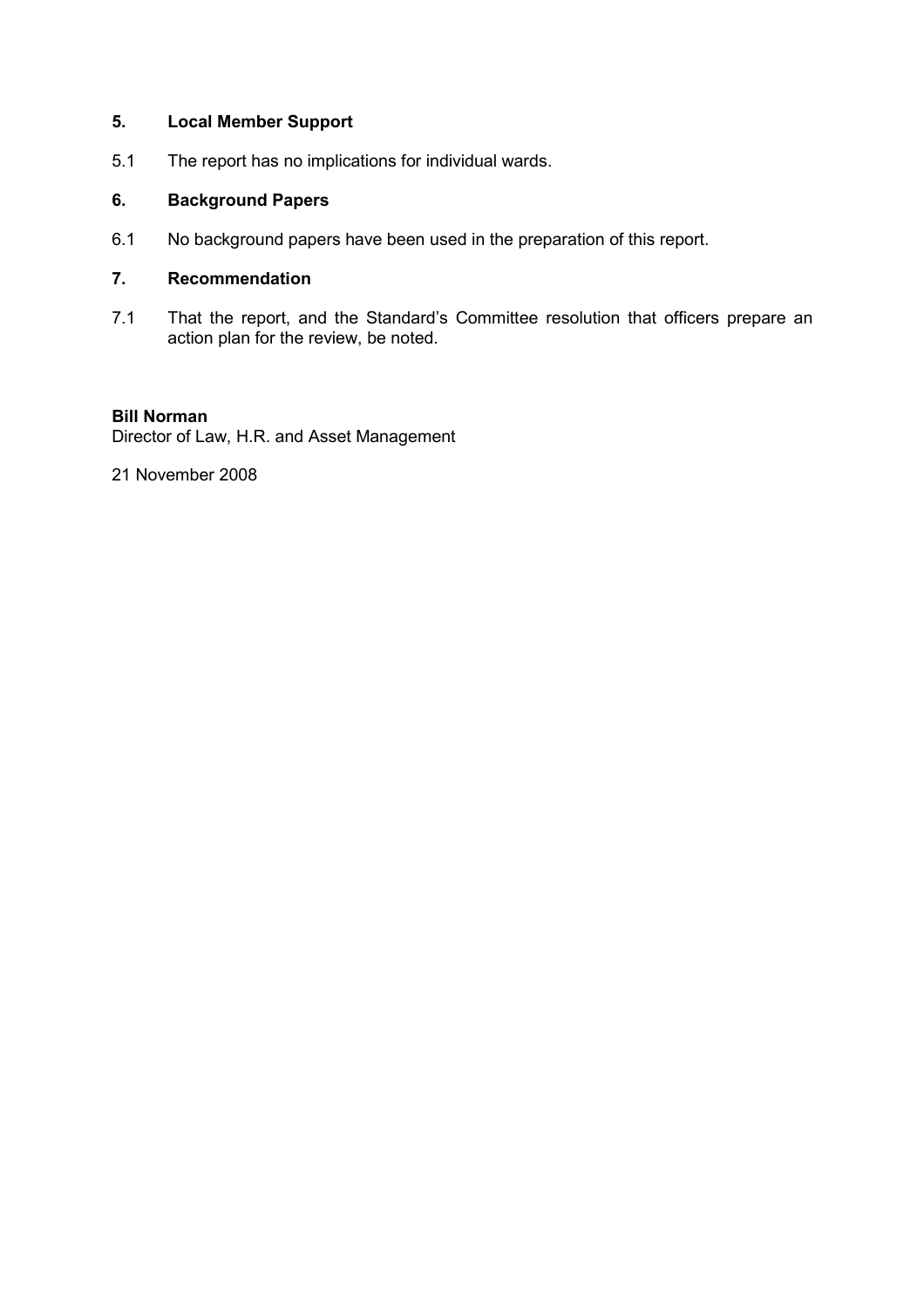## 5. Local Member Support

5.1 The report has no implications for individual wards.

## 6. Background Papers

6.1 No background papers have been used in the preparation of this report.

## 7. Recommendation

7.1 That the report, and the Standard's Committee resolution that officers prepare an action plan for the review, be noted.

**Bill Norman**
Director of Law, H.R. and Asset Management

21 November 2008